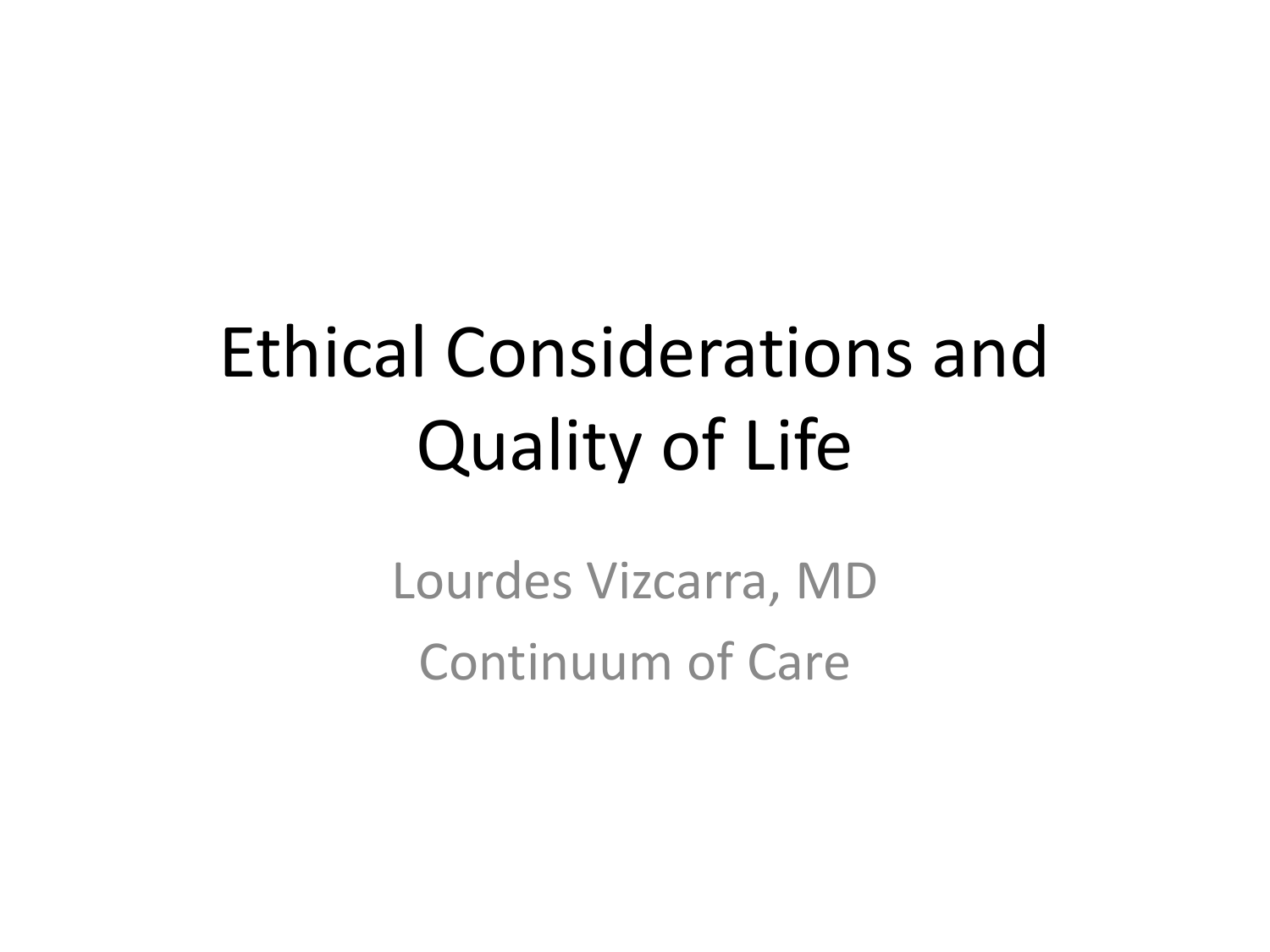# Ethical Considerations and Quality of Life

Lourdes Vizcarra, MD

Continuum of Care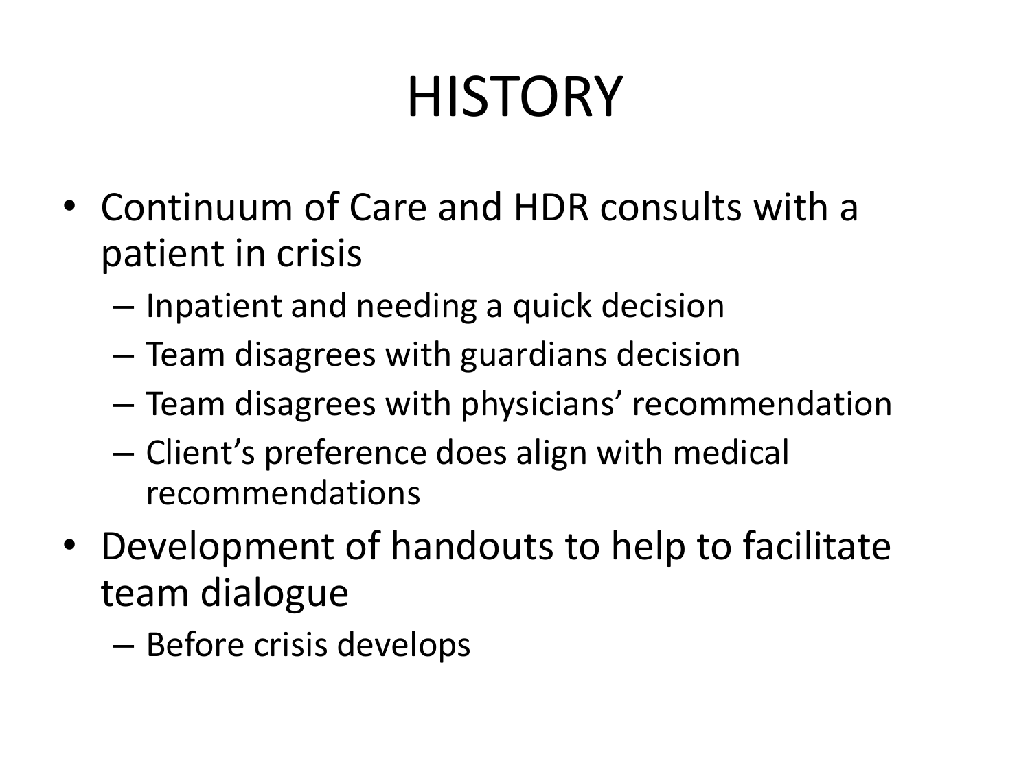# HISTORY

- Continuum of Care and HDR consults with a patient in crisis
  - Inpatient and needing a quick decision
  - Team disagrees with guardians decision
  - Team disagrees with physicians' recommendation
  - Client's preference does align with medical recommendations
- Development of handouts to help to facilitate team dialogue
  - Before crisis develops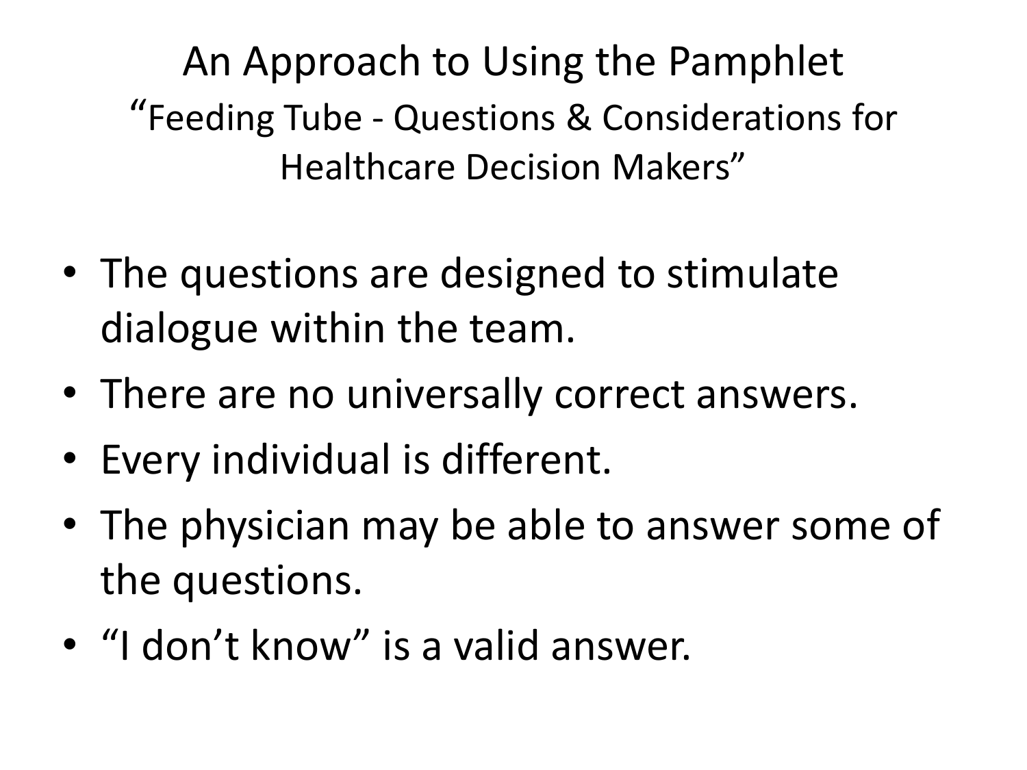# An Approach to Using the Pamphlet

## "Feeding Tube - Questions & Considerations for Healthcare Decision Makers"

- The questions are designed to stimulate dialogue within the team.
- There are no universally correct answers.
- Every individual is different.
- The physician may be able to answer some of the questions.
- "I don't know" is a valid answer.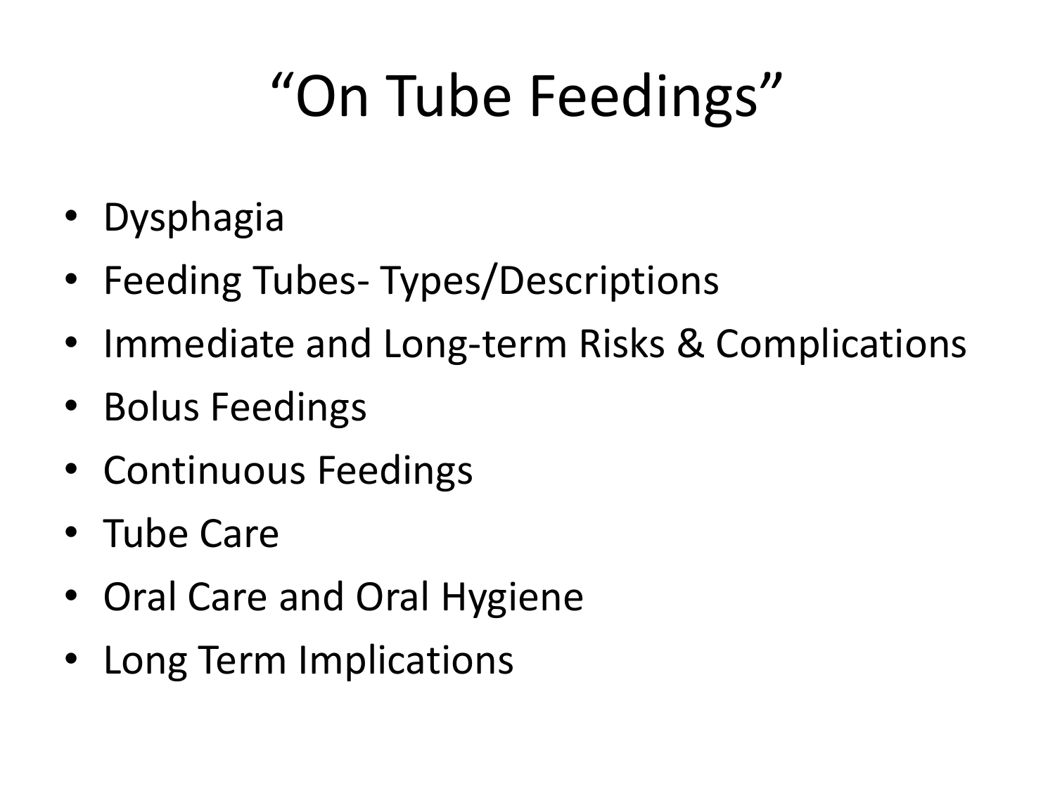# "On Tube Feedings"

- Dysphagia
- Feeding Tubes- Types/Descriptions
- Immediate and Long-term Risks & Complications
- Bolus Feedings
- Continuous Feedings
- Tube Care
- Oral Care and Oral Hygiene
- Long Term Implications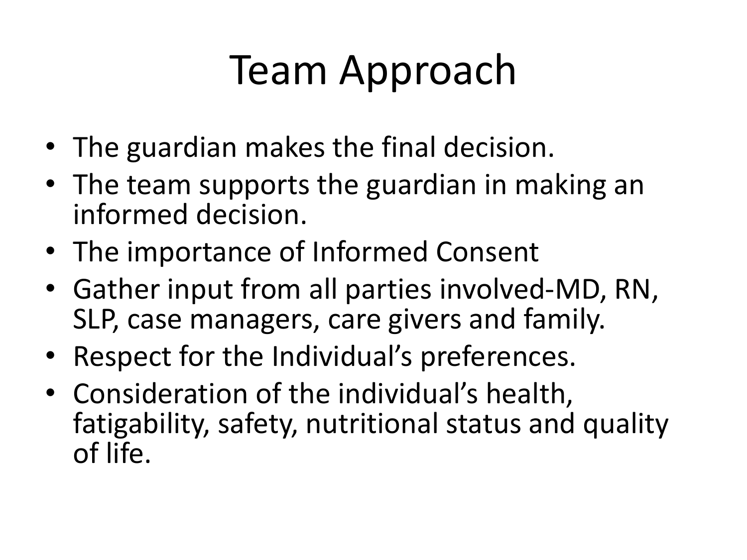# Team Approach

- The guardian makes the final decision.
- The team supports the guardian in making an informed decision.
- The importance of Informed Consent
- Gather input from all parties involved-MD, RN, SLP, case managers, care givers and family.
- Respect for the Individual's preferences.
- Consideration of the individual's health, fatigability, safety, nutritional status and quality of life.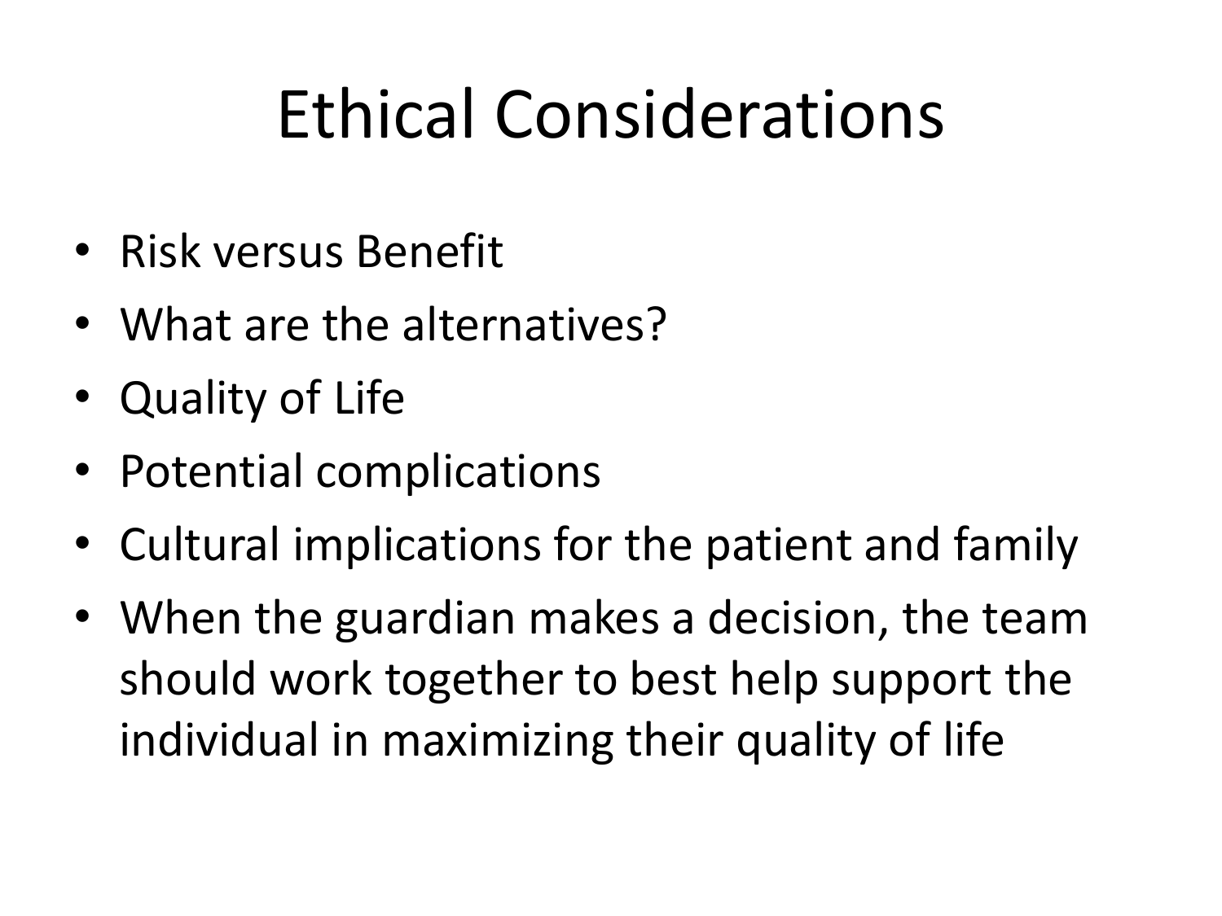# Ethical Considerations

- Risk versus Benefit
- What are the alternatives?
- Quality of Life
- Potential complications
- Cultural implications for the patient and family
- When the guardian makes a decision, the team should work together to best help support the individual in maximizing their quality of life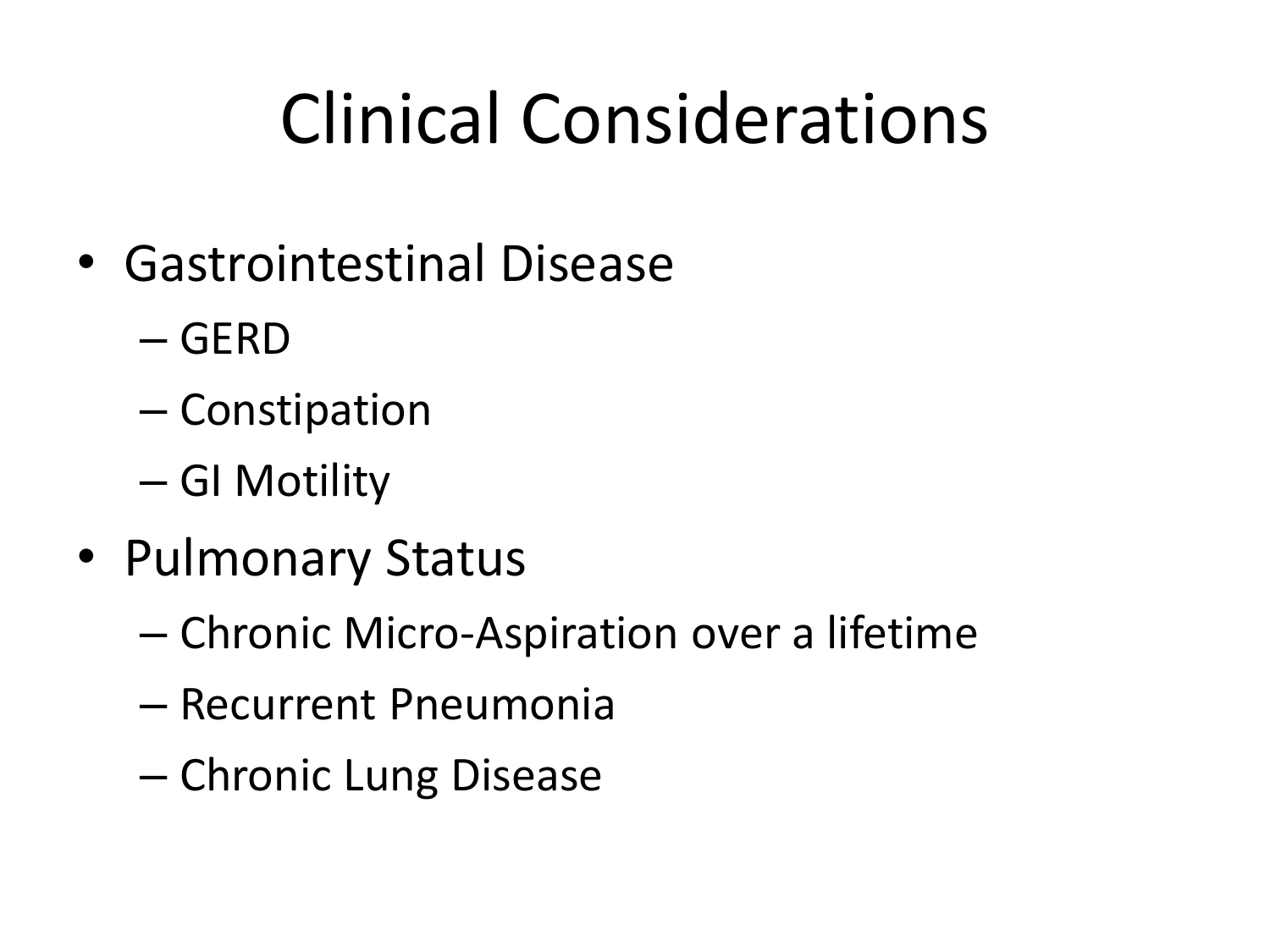# Clinical Considerations

- Gastrointestinal Disease
  - GERD
  - Constipation
  - GI Motility
- Pulmonary Status
  - Chronic Micro-Aspiration over a lifetime
  - Recurrent Pneumonia
  - Chronic Lung Disease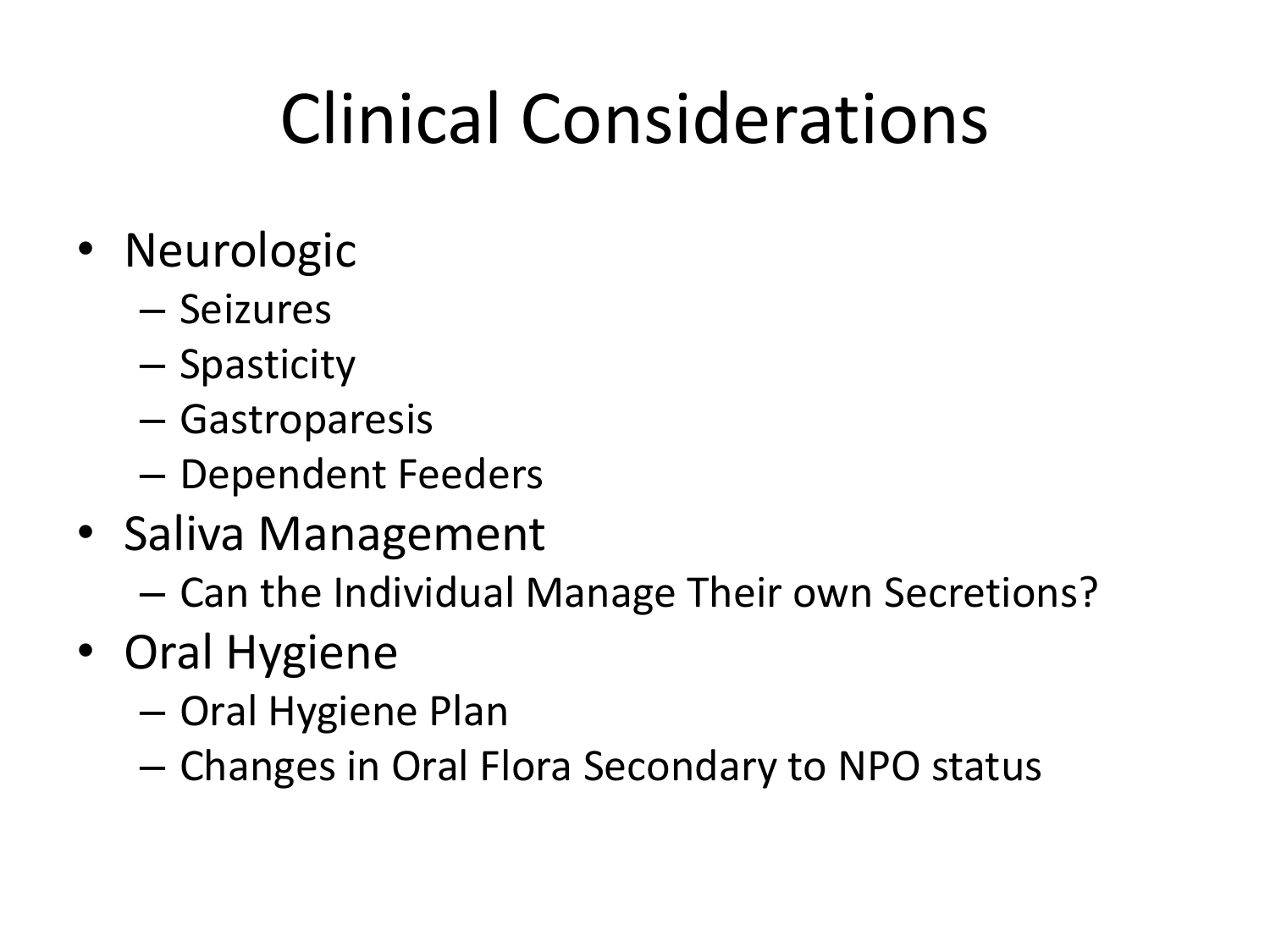# Clinical Considerations

- Neurologic
  - Seizures
  - Spasticity
  - Gastroparesis
  - Dependent Feeders
- Saliva Management
  - Can the Individual Manage Their own Secretions?
- Oral Hygiene
  - Oral Hygiene Plan
  - Changes in Oral Flora Secondary to NPO status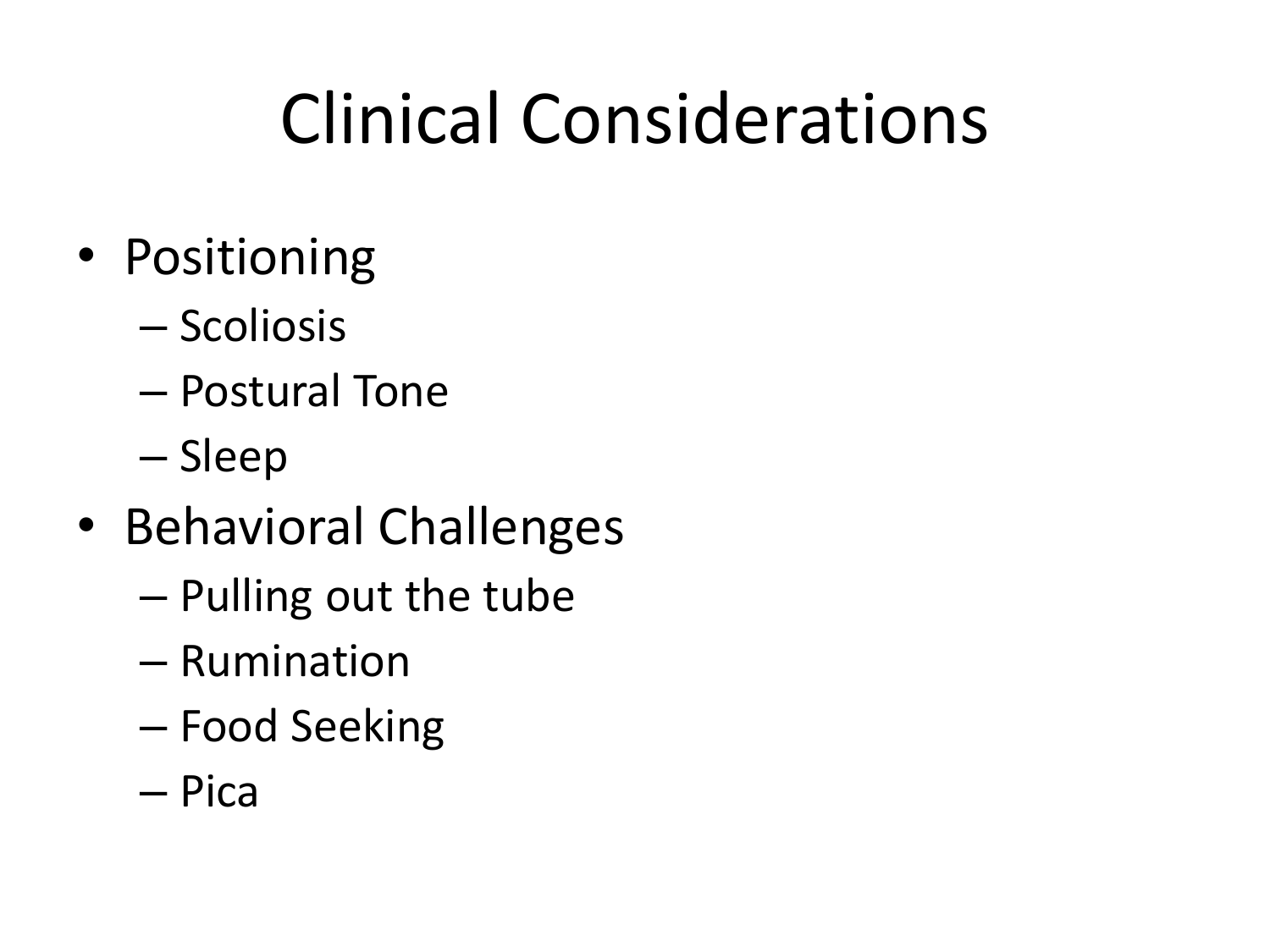# Clinical Considerations

- Positioning
  - Scoliosis
  - Postural Tone
  - Sleep
- Behavioral Challenges
  - Pulling out the tube
  - Rumination
  - Food Seeking
  - Pica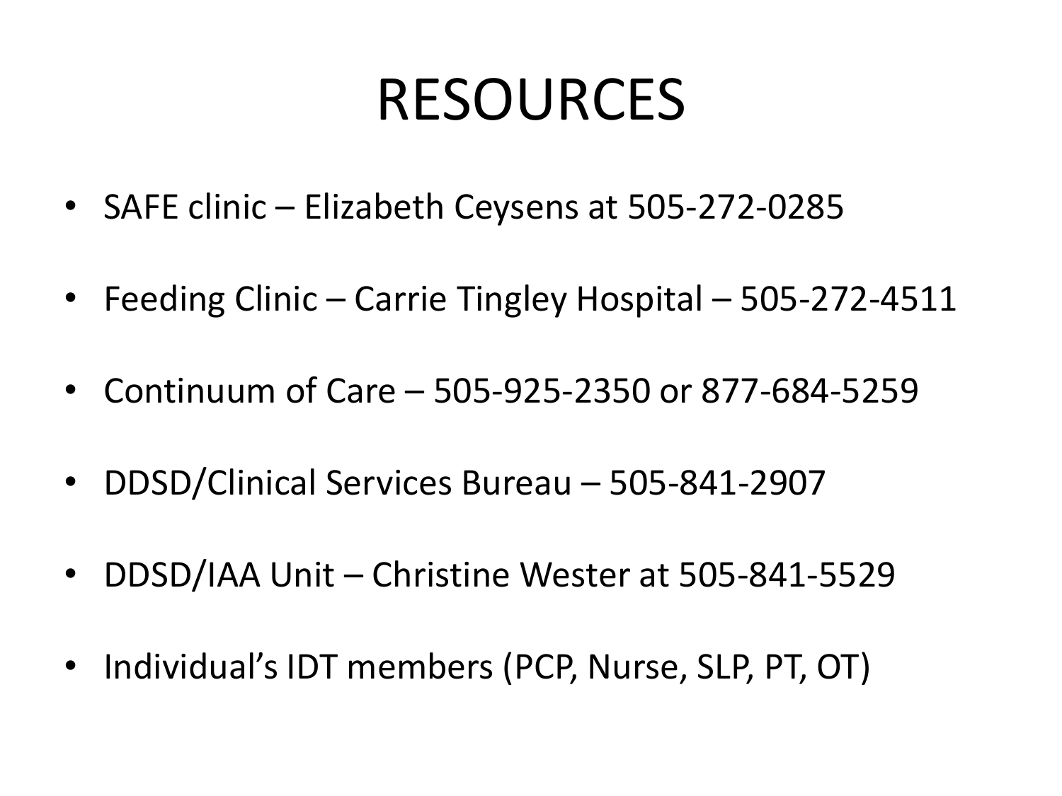# RESOURCES

- SAFE clinic – Elizabeth Ceysens at 505-272-0285
- Feeding Clinic – Carrie Tingley Hospital – 505-272-4511
- Continuum of Care – 505-925-2350 or 877-684-5259
- DDSD/Clinical Services Bureau – 505-841-2907
- DDSD/IAA Unit – Christine Wester at 505-841-5529
- Individual's IDT members (PCP, Nurse, SLP, PT, OT)